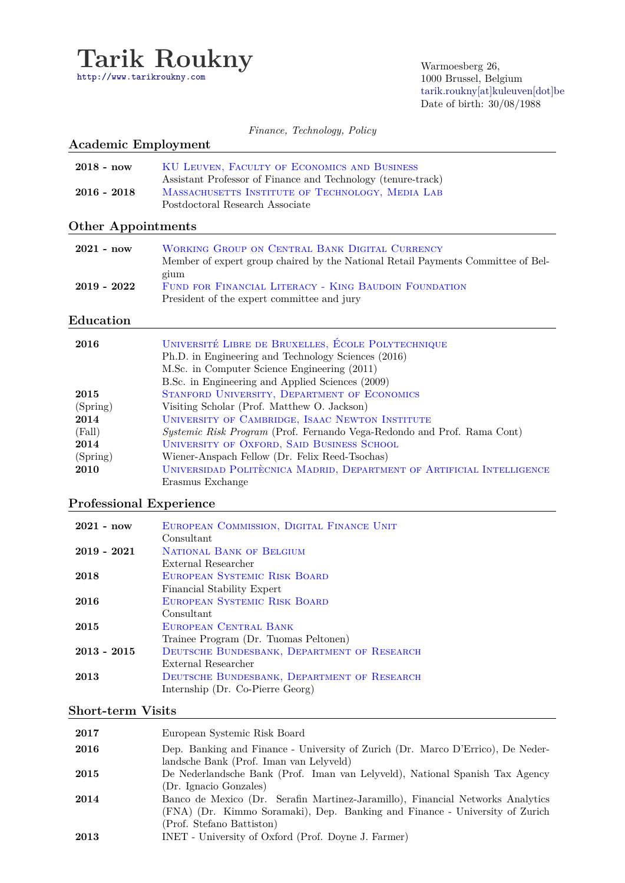# Tarik Roukny

http://www.tarikroukny.com

Warmoesberg 26,
1000 Brussel, Belgium
tarik.roukny[at]kuleuven[dot]be
Date of birth: 30/08/1988

*Finance, Technology, Policy*

## Academic Employment

**2018 - now** KU Leuven, Faculty of Economics and Business
Assistant Professor of Finance and Technology (tenure-track)

**2016 - 2018** Massachusetts Institute of Technology, Media Lab
Postdoctoral Research Associate

## Other Appointments

**2021 - now** Working Group on Central Bank Digital Currency
Member of expert group chaired by the National Retail Payments Committee of Belgium

**2019 - 2022** Fund for Financial Literacy - King Baudoin Foundation
President of the expert committee and jury

## Education

**2016** Université Libre de Bruxelles, École Polytechnique
Ph.D. in Engineering and Technology Sciences (2016)
M.Sc. in Computer Science Engineering (2011)
B.Sc. in Engineering and Applied Sciences (2009)

**2015** (Spring) Stanford University, Department of Economics
Visiting Scholar (Prof. Matthew O. Jackson)

**2014** (Fall) University of Cambridge, Isaac Newton Institute
*Systemic Risk Program* (Prof. Fernando Vega-Redondo and Prof. Rama Cont)

**2014** (Spring) University of Oxford, Said Business School
Wiener-Anspach Fellow (Dr. Felix Reed-Tsochas)

**2010** Universidad Politècnica Madrid, Department of Artificial Intelligence
Erasmus Exchange

## Professional Experience

**2021 - now** European Commission, Digital Finance Unit
Consultant

**2019 - 2021** National Bank of Belgium
External Researcher

**2018** European Systemic Risk Board
Financial Stability Expert

**2016** European Systemic Risk Board
Consultant

**2015** European Central Bank
Trainee Program (Dr. Tuomas Peltonen)

**2013 - 2015** Deutsche Bundesbank, Department of Research
External Researcher

**2013** Deutsche Bundesbank, Department of Research
Internship (Dr. Co-Pierre Georg)

## Short-term Visits

**2017** European Systemic Risk Board

**2016** Dep. Banking and Finance - University of Zurich (Dr. Marco D'Errico), De Nederlandsche Bank (Prof. Iman van Lelyveld)

**2015** De Nederlandsche Bank (Prof. Iman van Lelyveld), National Spanish Tax Agency (Dr. Ignacio Gonzales)

**2014** Banco de Mexico (Dr. Serafin Martinez-Jaramillo), Financial Networks Analytics (FNA) (Dr. Kimmo Soramaki), Dep. Banking and Finance - University of Zurich (Prof. Stefano Battiston)

**2013** INET - University of Oxford (Prof. Doyne J. Farmer)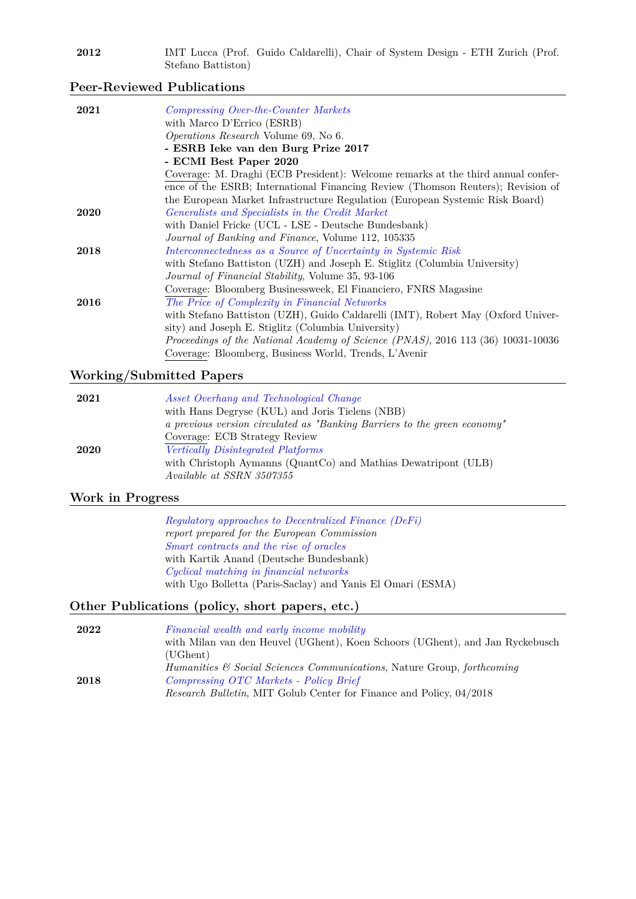**2012** IMT Lucca (Prof. Guido Caldarelli), Chair of System Design - ETH Zurich (Prof. Stefano Battiston)

## Peer-Reviewed Publications

**2021** *Compressing Over-the-Counter Markets*
with Marco D'Errico (ESRB)
*Operations Research* Volume 69, No 6.
**- ESRB Ieke van den Burg Prize 2017**
**- ECMI Best Paper 2020**
Coverage: M. Draghi (ECB President): Welcome remarks at the third annual conference of the ESRB; International Financing Review (Thomson Reuters); Revision of the European Market Infrastructure Regulation (European Systemic Risk Board)

**2020** *Generalists and Specialists in the Credit Market*
with Daniel Fricke (UCL - LSE - Deutsche Bundesbank)
*Journal of Banking and Finance*, Volume 112, 105335

**2018** *Interconnectedness as a Source of Uncertainty in Systemic Risk*
with Stefano Battiston (UZH) and Joseph E. Stiglitz (Columbia University)
*Journal of Financial Stability*, Volume 35, 93-106
Coverage: Bloomberg Businessweek, El Financiero, FNRS Magasine

**2016** *The Price of Complexity in Financial Networks*
with Stefano Battiston (UZH), Guido Caldarelli (IMT), Robert May (Oxford University) and Joseph E. Stiglitz (Columbia University)
*Proceedings of the National Academy of Science (PNAS)*, 2016 113 (36) 10031-10036
Coverage: Bloomberg, Business World, Trends, L'Avenir

## Working/Submitted Papers

**2021** *Asset Overhang and Technological Change*
with Hans Degryse (KUL) and Joris Tielens (NBB)
*a previous version circulated as "Banking Barriers to the green economy"*
Coverage: ECB Strategy Review

**2020** *Vertically Disintegrated Platforms*
with Christoph Aymanns (QuantCo) and Mathias Dewatripont (ULB)
*Available at SSRN 3507355*

## Work in Progress

*Regulatory approaches to Decentralized Finance (DeFi)*
*report prepared for the European Commission*

*Smart contracts and the rise of oracles*
with Kartik Anand (Deutsche Bundesbank)

*Cyclical matching in financial networks*
with Ugo Bolletta (Paris-Saclay) and Yanis El Omari (ESMA)

## Other Publications (policy, short papers, etc.)

**2022** *Financial wealth and early income mobility*
with Milan van den Heuvel (UGhent), Koen Schoors (UGhent), and Jan Ryckebusch (UGhent)
*Humanities & Social Sciences Communications*, Nature Group, *forthcoming*

**2018** *Compressing OTC Markets - Policy Brief*
*Research Bulletin*, MIT Golub Center for Finance and Policy, 04/2018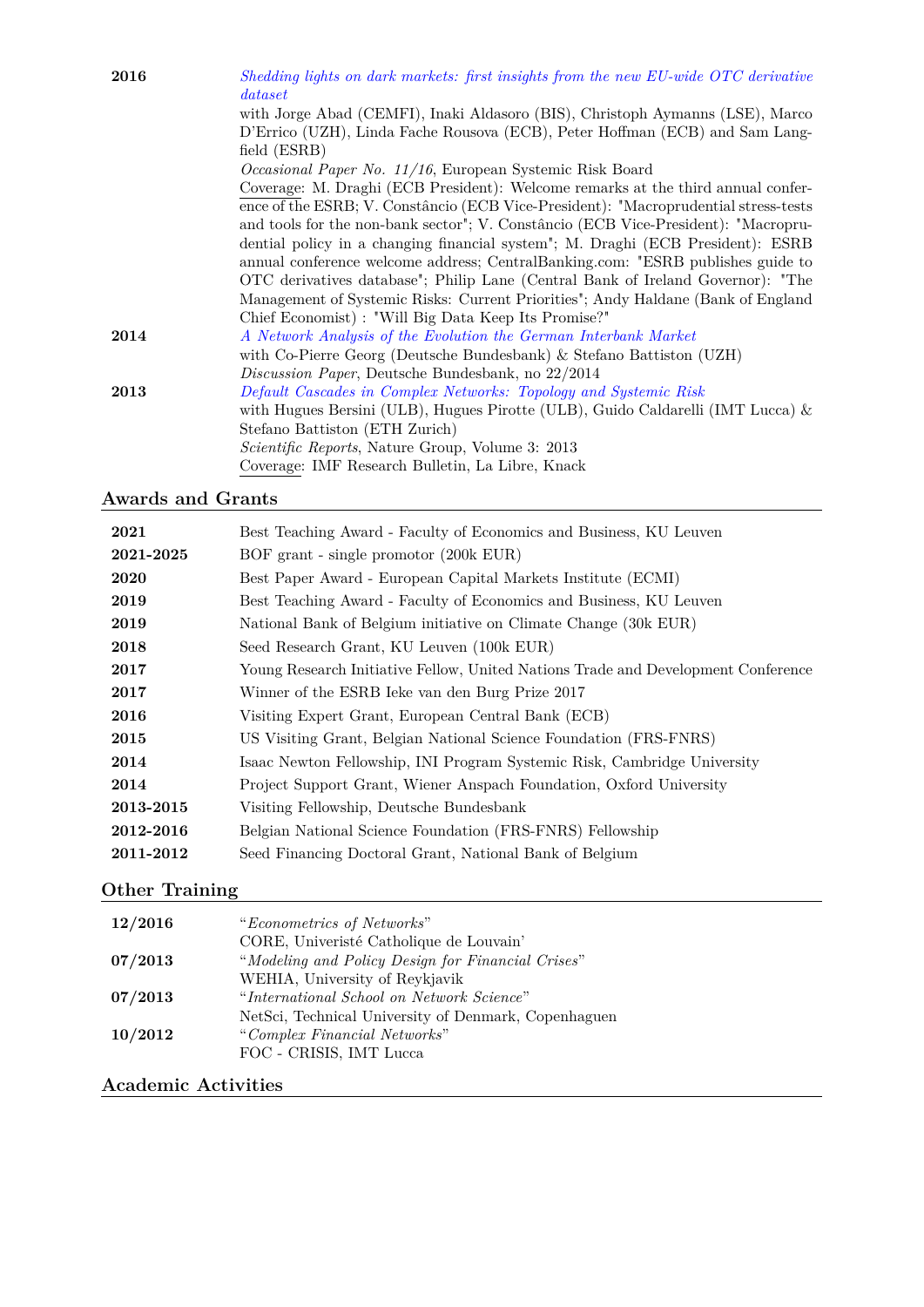| | |
|---|---|
| **2016** | *Shedding lights on dark markets: first insights from the new EU-wide OTC derivative dataset*<br>with Jorge Abad (CEMFI), Inaki Aldasoro (BIS), Christoph Aymanns (LSE), Marco D'Errico (UZH), Linda Fache Rousova (ECB), Peter Hoffman (ECB) and Sam Langfield (ESRB)<br>*Occasional Paper No. 11/16*, European Systemic Risk Board<br>Coverage: M. Draghi (ECB President): Welcome remarks at the third annual conference of the ESRB; V. Constâncio (ECB Vice-President): "Macroprudential stress-tests and tools for the non-bank sector"; V. Constâncio (ECB Vice-President): "Macroprudential policy in a changing financial system"; M. Draghi (ECB President): ESRB annual conference welcome address; CentralBanking.com: "ESRB publishes guide to OTC derivatives database"; Philip Lane (Central Bank of Ireland Governor): "The Management of Systemic Risks: Current Priorities"; Andy Haldane (Bank of England Chief Economist) : "Will Big Data Keep Its Promise?" |
| **2014** | *A Network Analysis of the Evolution the German Interbank Market*<br>with Co-Pierre Georg (Deutsche Bundesbank) & Stefano Battiston (UZH)<br>*Discussion Paper*, Deutsche Bundesbank, no 22/2014 |
| **2013** | *Default Cascades in Complex Networks: Topology and Systemic Risk*<br>with Hugues Bersini (ULB), Hugues Pirotte (ULB), Guido Caldarelli (IMT Lucca) & Stefano Battiston (ETH Zurich)<br>*Scientific Reports*, Nature Group, Volume 3: 2013<br>Coverage: IMF Research Bulletin, La Libre, Knack |

## Awards and Grants

| | |
|---|---|
| **2021** | Best Teaching Award - Faculty of Economics and Business, KU Leuven |
| **2021-2025** | BOF grant - single promotor (200k EUR) |
| **2020** | Best Paper Award - European Capital Markets Institute (ECMI) |
| **2019** | Best Teaching Award - Faculty of Economics and Business, KU Leuven |
| **2019** | National Bank of Belgium initiative on Climate Change (30k EUR) |
| **2018** | Seed Research Grant, KU Leuven (100k EUR) |
| **2017** | Young Research Initiative Fellow, United Nations Trade and Development Conference |
| **2017** | Winner of the ESRB Ieke van den Burg Prize 2017 |
| **2016** | Visiting Expert Grant, European Central Bank (ECB) |
| **2015** | US Visiting Grant, Belgian National Science Foundation (FRS-FNRS) |
| **2014** | Isaac Newton Fellowship, INI Program Systemic Risk, Cambridge University |
| **2014** | Project Support Grant, Wiener Anspach Foundation, Oxford University |
| **2013-2015** | Visiting Fellowship, Deutsche Bundesbank |
| **2012-2016** | Belgian National Science Foundation (FRS-FNRS) Fellowship |
| **2011-2012** | Seed Financing Doctoral Grant, National Bank of Belgium |

## Other Training

| | |
|---|---|
| **12/2016** | "*Econometrics of Networks*"<br>CORE, Univeristé Catholique de Louvain' |
| **07/2013** | "*Modeling and Policy Design for Financial Crises*"<br>WEHIA, University of Reykjavik |
| **07/2013** | "*International School on Network Science*"<br>NetSci, Technical University of Denmark, Copenhagen |
| **10/2012** | "*Complex Financial Networks*"<br>FOC - CRISIS, IMT Lucca |

## Academic Activities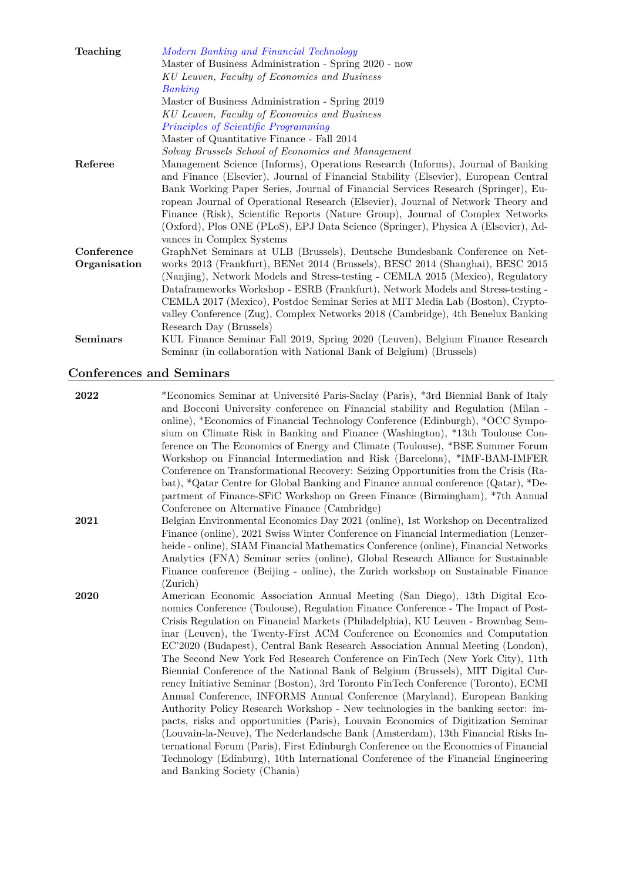**Teaching**

*Modern Banking and Financial Technology*
Master of Business Administration - Spring 2020 - now
*KU Leuven, Faculty of Economics and Business*

*Banking*
Master of Business Administration - Spring 2019
*KU Leuven, Faculty of Economics and Business*

*Principles of Scientific Programming*
Master of Quantitative Finance - Fall 2014
*Solvay Brussels School of Economics and Management*

**Referee**

Management Science (Informs), Operations Research (Informs), Journal of Banking and Finance (Elsevier), Journal of Financial Stability (Elsevier), European Central Bank Working Paper Series, Journal of Financial Services Research (Springer), European Journal of Operational Research (Elsevier), Journal of Network Theory and Finance (Risk), Scientific Reports (Nature Group), Journal of Complex Networks (Oxford), Plos ONE (PLoS), EPJ Data Science (Springer), Physica A (Elsevier), Advances in Complex Systems

**Conference Organisation**

GraphNet Seminars at ULB (Brussels), Deutsche Bundesbank Conference on Networks 2013 (Frankfurt), BENet 2014 (Brussels), BESC 2014 (Shanghai), BESC 2015 (Nanjing), Network Models and Stress-testing - CEMLA 2015 (Mexico), Regulatory Dataframeworks Workshop - ESRB (Frankfurt), Network Models and Stress-testing - CEMLA 2017 (Mexico), Postdoc Seminar Series at MIT Media Lab (Boston), Cryptovalley Conference (Zug), Complex Networks 2018 (Cambridge), 4th Benelux Banking Research Day (Brussels)

**Seminars**

KUL Finance Seminar Fall 2019, Spring 2020 (Leuven), Belgium Finance Research Seminar (in collaboration with National Bank of Belgium) (Brussels)

## Conferences and Seminars

**2022**

*Economics Seminar at Université Paris-Saclay (Paris), *3rd Biennial Bank of Italy and Bocconi University conference on Financial stability and Regulation (Milan - online), *Economics of Financial Technology Conference (Edinburgh), *OCC Symposium on Climate Risk in Banking and Finance (Washington), *13th Toulouse Conference on The Economics of Energy and Climate (Toulouse), *BSE Summer Forum Workshop on Financial Intermediation and Risk (Barcelona), *IMF-BAM-IMFER Conference on Transformational Recovery: Seizing Opportunities from the Crisis (Rabat), *Qatar Centre for Global Banking and Finance annual conference (Qatar), *Department of Finance-SFiC Workshop on Green Finance (Birmingham), *7th Annual Conference on Alternative Finance (Cambridge)

**2021**

Belgian Environmental Economics Day 2021 (online), 1st Workshop on Decentralized Finance (online), 2021 Swiss Winter Conference on Financial Intermediation (Lenzerheide - online), SIAM Financial Mathematics Conference (online), Financial Networks Analytics (FNA) Seminar series (online), Global Research Alliance for Sustainable Finance conference (Beijing - online), the Zurich workshop on Sustainable Finance (Zurich)

**2020**

American Economic Association Annual Meeting (San Diego), 13th Digital Economics Conference (Toulouse), Regulation Finance Conference - The Impact of Post-Crisis Regulation on Financial Markets (Philadelphia), KU Leuven - Brownbag Seminar (Leuven), the Twenty-First ACM Conference on Economics and Computation EC'2020 (Budapest), Central Bank Research Association Annual Meeting (London), The Second New York Fed Research Conference on FinTech (New York City), 11th Biennial Conference of the National Bank of Belgium (Brussels), MIT Digital Currency Initiative Seminar (Boston), 3rd Toronto FinTech Conference (Toronto), ECMI Annual Conference, INFORMS Annual Conference (Maryland), European Banking Authority Policy Research Workshop - New technologies in the banking sector: impacts, risks and opportunities (Paris), Louvain Economics of Digitization Seminar (Louvain-la-Neuve), The Nederlandsche Bank (Amsterdam), 13th Financial Risks International Forum (Paris), First Edinburgh Conference on the Economics of Financial Technology (Edinburg), 10th International Conference of the Financial Engineering and Banking Society (Chania)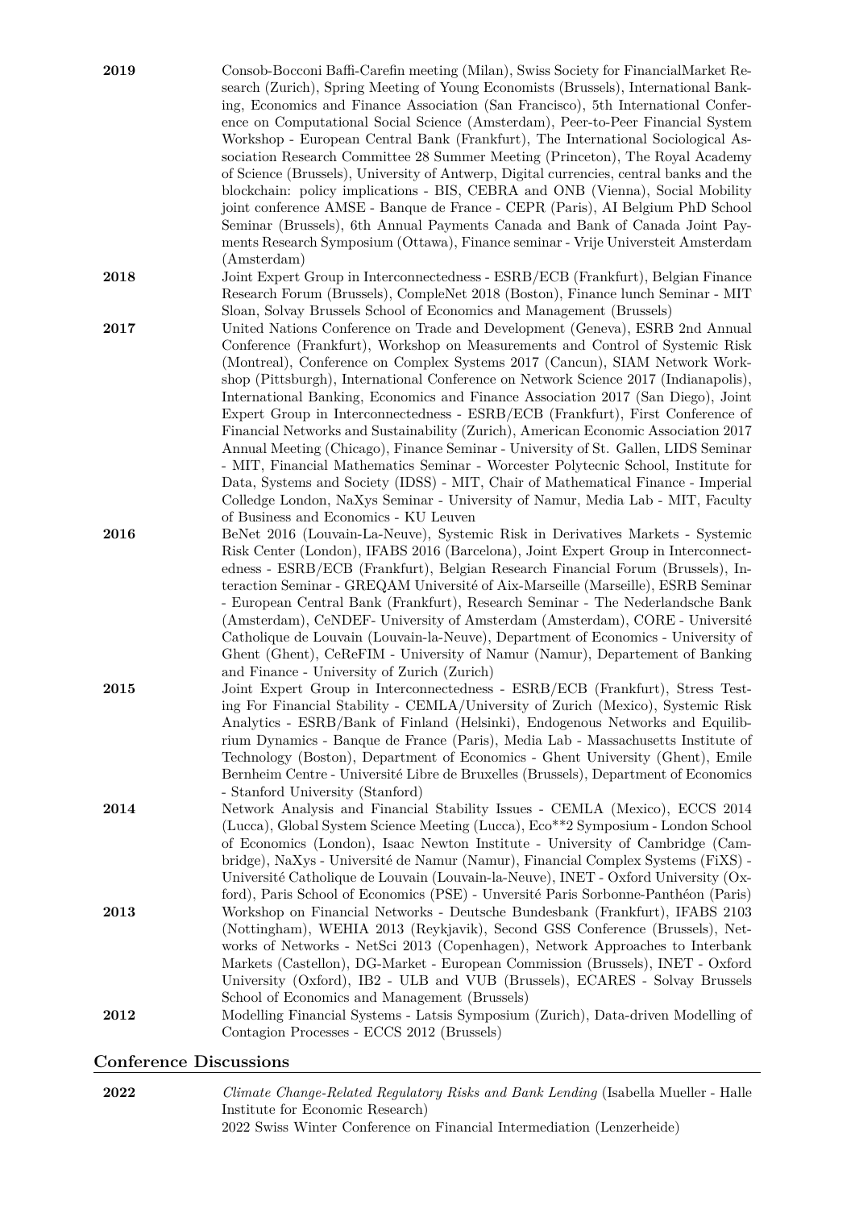**2019** Consob-Bocconi Baffi-Carefin meeting (Milan), Swiss Society for FinancialMarket Research (Zurich), Spring Meeting of Young Economists (Brussels), International Banking, Economics and Finance Association (San Francisco), 5th International Conference on Computational Social Science (Amsterdam), Peer-to-Peer Financial System Workshop - European Central Bank (Frankfurt), The International Sociological Association Research Committee 28 Summer Meeting (Princeton), The Royal Academy of Science (Brussels), University of Antwerp, Digital currencies, central banks and the blockchain: policy implications - BIS, CEBRA and ONB (Vienna), Social Mobility joint conference AMSE - Banque de France - CEPR (Paris), AI Belgium PhD School Seminar (Brussels), 6th Annual Payments Canada and Bank of Canada Joint Payments Research Symposium (Ottawa), Finance seminar - Vrije Universteit Amsterdam (Amsterdam)

**2018** Joint Expert Group in Interconnectedness - ESRB/ECB (Frankfurt), Belgian Finance Research Forum (Brussels), CompleNet 2018 (Boston), Finance lunch Seminar - MIT Sloan, Solvay Brussels School of Economics and Management (Brussels)

**2017** United Nations Conference on Trade and Development (Geneva), ESRB 2nd Annual Conference (Frankfurt), Workshop on Measurements and Control of Systemic Risk (Montreal), Conference on Complex Systems 2017 (Cancun), SIAM Network Workshop (Pittsburgh), International Conference on Network Science 2017 (Indianapolis), International Banking, Economics and Finance Association 2017 (San Diego), Joint Expert Group in Interconnectedness - ESRB/ECB (Frankfurt), First Conference of Financial Networks and Sustainability (Zurich), American Economic Association 2017 Annual Meeting (Chicago), Finance Seminar - University of St. Gallen, LIDS Seminar - MIT, Financial Mathematics Seminar - Worcester Polytecnic School, Institute for Data, Systems and Society (IDSS) - MIT, Chair of Mathematical Finance - Imperial Colledge London, NaXys Seminar - University of Namur, Media Lab - MIT, Faculty of Business and Economics - KU Leuven

**2016** BeNet 2016 (Louvain-La-Neuve), Systemic Risk in Derivatives Markets - Systemic Risk Center (London), IFABS 2016 (Barcelona), Joint Expert Group in Interconnectedness - ESRB/ECB (Frankfurt), Belgian Research Financial Forum (Brussels), Interaction Seminar - GREQAM Université of Aix-Marseille (Marseille), ESRB Seminar - European Central Bank (Frankfurt), Research Seminar - The Nederlandsche Bank (Amsterdam), CeNDEF- University of Amsterdam (Amsterdam), CORE - Université Catholique de Louvain (Louvain-la-Neuve), Department of Economics - University of Ghent (Ghent), CeReFIM - University of Namur (Namur), Departement of Banking and Finance - University of Zurich (Zurich)

**2015** Joint Expert Group in Interconnectedness - ESRB/ECB (Frankfurt), Stress Testing For Financial Stability - CEMLA/University of Zurich (Mexico), Systemic Risk Analytics - ESRB/Bank of Finland (Helsinki), Endogenous Networks and Equilibrium Dynamics - Banque de France (Paris), Media Lab - Massachusetts Institute of Technology (Boston), Department of Economics - Ghent University (Ghent), Emile Bernheim Centre - Université Libre de Bruxelles (Brussels), Department of Economics - Stanford University (Stanford)

**2014** Network Analysis and Financial Stability Issues - CEMLA (Mexico), ECCS 2014 (Lucca), Global System Science Meeting (Lucca), Eco**2 Symposium - London School of Economics (London), Isaac Newton Institute - University of Cambridge (Cambridge), NaXys - Université de Namur (Namur), Financial Complex Systems (FiXS) - Université Catholique de Louvain (Louvain-la-Neuve), INET - Oxford University (Oxford), Paris School of Economics (PSE) - Unversité Paris Sorbonne-Panthéon (Paris)

**2013** Workshop on Financial Networks - Deutsche Bundesbank (Frankfurt), IFABS 2103 (Nottingham), WEHIA 2013 (Reykjavik), Second GSS Conference (Brussels), Networks of Networks - NetSci 2013 (Copenhagen), Network Approaches to Interbank Markets (Castellon), DG-Market - European Commission (Brussels), INET - Oxford University (Oxford), IB2 - ULB and VUB (Brussels), ECARES - Solvay Brussels School of Economics and Management (Brussels)

**2012** Modelling Financial Systems - Latsis Symposium (Zurich), Data-driven Modelling of Contagion Processes - ECCS 2012 (Brussels)

## Conference Discussions

**2022** *Climate Change-Related Regulatory Risks and Bank Lending* (Isabella Mueller - Halle Institute for Economic Research)
2022 Swiss Winter Conference on Financial Intermediation (Lenzerheide)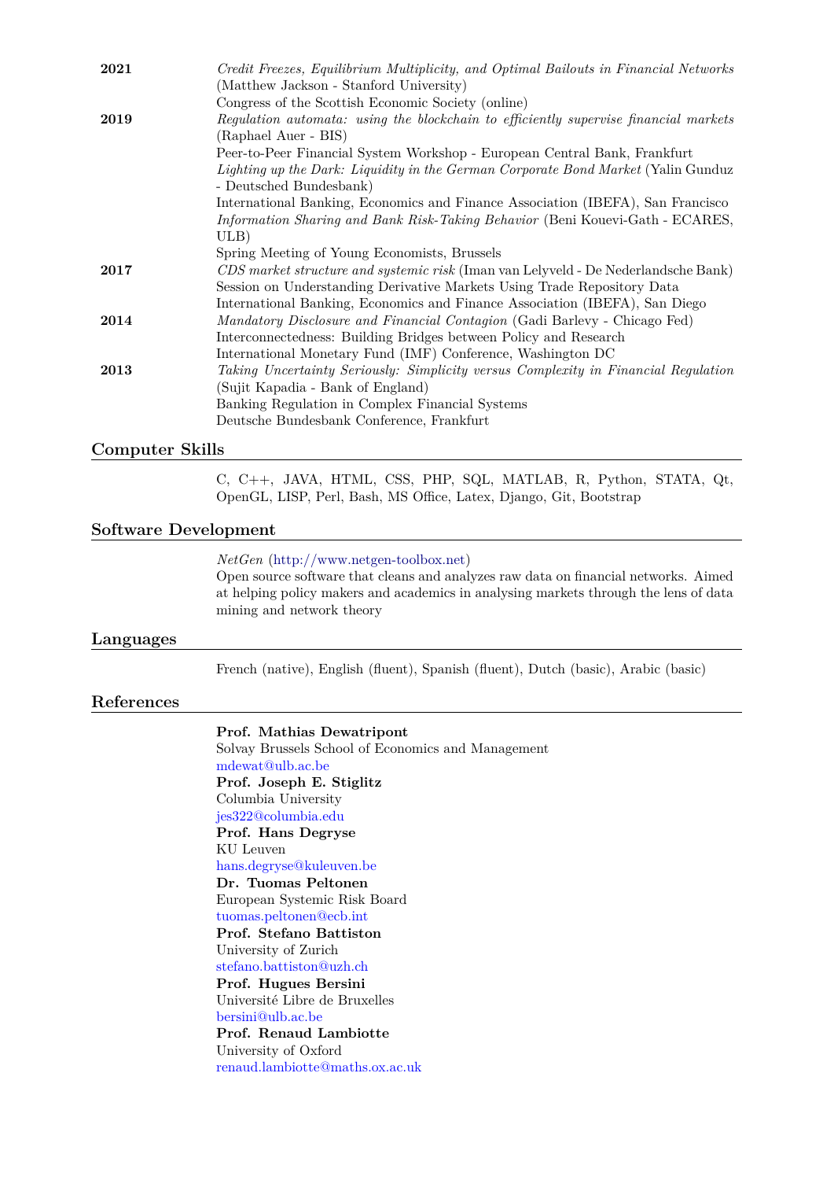**2021** *Credit Freezes, Equilibrium Multiplicity, and Optimal Bailouts in Financial Networks* (Matthew Jackson - Stanford University)
Congress of the Scottish Economic Society (online)

**2019** *Regulation automata: using the blockchain to efficiently supervise financial markets* (Raphael Auer - BIS)
Peer-to-Peer Financial System Workshop - European Central Bank, Frankfurt
*Lighting up the Dark: Liquidity in the German Corporate Bond Market* (Yalin Gunduz - Deutsched Bundesbank)
International Banking, Economics and Finance Association (IBEFA), San Francisco
*Information Sharing and Bank Risk-Taking Behavior* (Beni Kouevi-Gath - ECARES, ULB)
Spring Meeting of Young Economists, Brussels

**2017** *CDS market structure and systemic risk* (Iman van Lelyveld - De Nederlandsche Bank)
Session on Understanding Derivative Markets Using Trade Repository Data
International Banking, Economics and Finance Association (IBEFA), San Diego

**2014** *Mandatory Disclosure and Financial Contagion* (Gadi Barlevy - Chicago Fed)
Interconnectedness: Building Bridges between Policy and Research
International Monetary Fund (IMF) Conference, Washington DC

**2013** *Taking Uncertainty Seriously: Simplicity versus Complexity in Financial Regulation* (Sujit Kapadia - Bank of England)
Banking Regulation in Complex Financial Systems
Deutsche Bundesbank Conference, Frankfurt

## Computer Skills

C, C++, JAVA, HTML, CSS, PHP, SQL, MATLAB, R, Python, STATA, Qt, OpenGL, LISP, Perl, Bash, MS Office, Latex, Django, Git, Bootstrap

## Software Development

*NetGen* (http://www.netgen-toolbox.net)
Open source software that cleans and analyzes raw data on financial networks. Aimed at helping policy makers and academics in analysing markets through the lens of data mining and network theory

## Languages

French (native), English (fluent), Spanish (fluent), Dutch (basic), Arabic (basic)

## References

**Prof. Mathias Dewatripont**
Solvay Brussels School of Economics and Management
mdewat@ulb.ac.be

**Prof. Joseph E. Stiglitz**
Columbia University
jes322@columbia.edu

**Prof. Hans Degryse**
KU Leuven
hans.degryse@kuleuven.be

**Dr. Tuomas Peltonen**
European Systemic Risk Board
tuomas.peltonen@ecb.int

**Prof. Stefano Battiston**
University of Zurich
stefano.battiston@uzh.ch

**Prof. Hugues Bersini**
Université Libre de Bruxelles
bersini@ulb.ac.be

**Prof. Renaud Lambiotte**
University of Oxford
renaud.lambiotte@maths.ox.ac.uk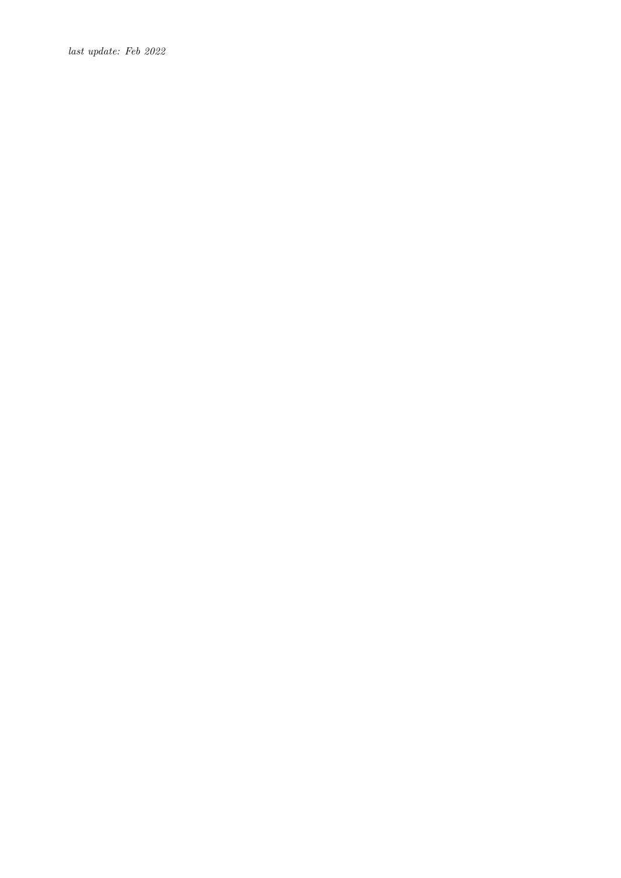*last update: Feb 2022*